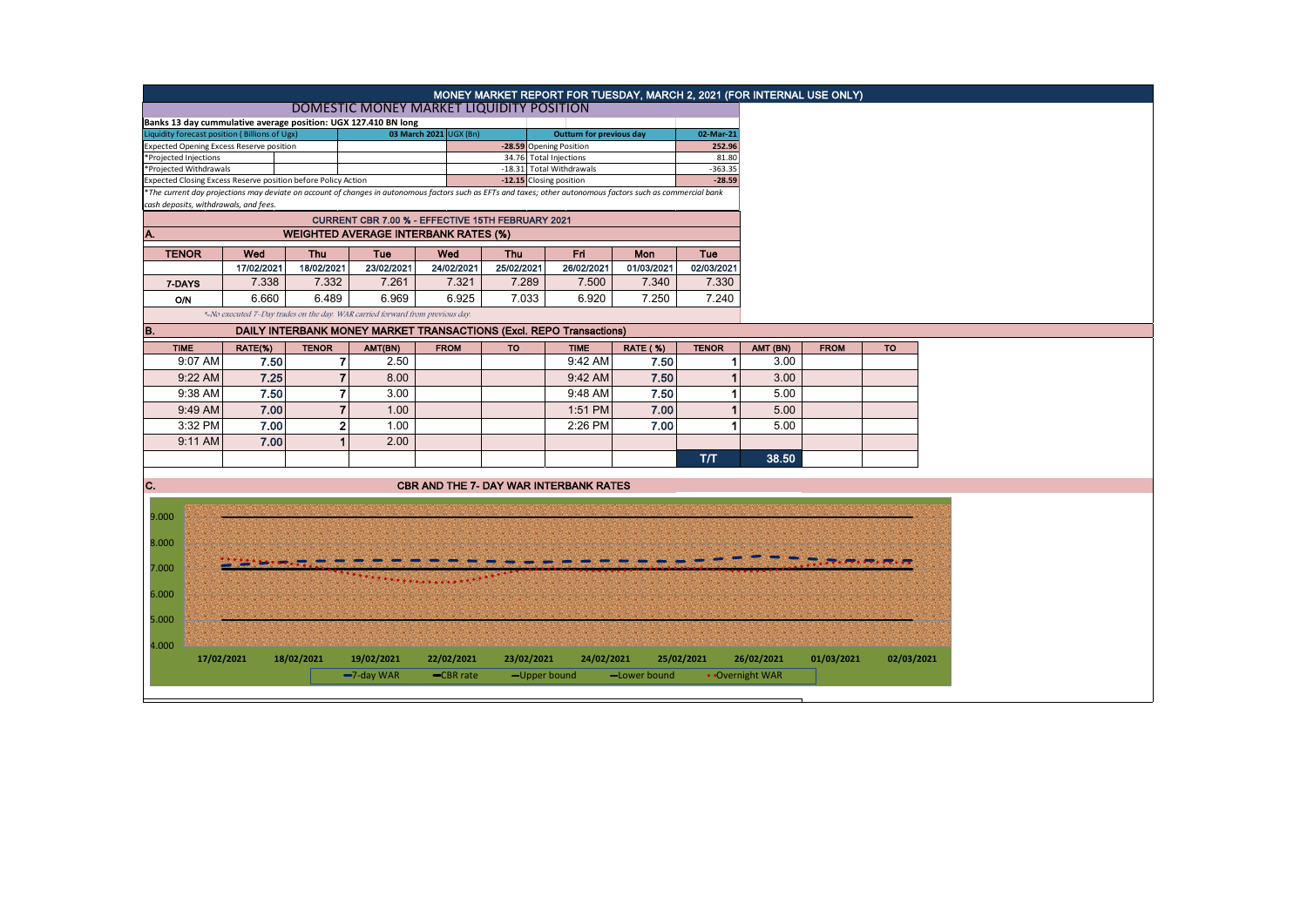# MONEY MARKET REPORT FOR TUESDAY, MARCH 2, 2021 (FOR INTERNAL USE ONLY)

## DOMESTIC MONEY MARKET LIQUIDITY POSITION

**Banks 13 day cummulative average position: UGX 127.410 BN long**

| Liquidity forecast position ( Billions of Ugx) | 03 March 2021 UGX (Bn) | Outturn for previous day | 02-Mar-21 |
|---|---|---|---|
| Expected Opening Excess Reserve position | -28.59 | Opening Position | 252.96 |
| *Projected Injections | 34.76 | Total Injections | 81.80 |
| *Projected Withdrawals | -18.31 | Total Withdrawals | -363.35 |
| Expected Closing Excess Reserve position before Policy Action | -12.15 | Closing position | -28.59 |

*The current day projections may deviate on account of changes in autonomous factors such as EFTs and taxes; other autonomous factors such as commercial bank cash deposits, withdrawals, and fees.

### CURRENT CBR 7.00 % - EFFECTIVE 15TH FEBRUARY 2021

### A. WEIGHTED AVERAGE INTERBANK RATES (%)

| TENOR | Wed | Thu | Tue | Wed | Thu | Fri | Mon | Tue |
|---|---|---|---|---|---|---|---|---|
| | 17/02/2021 | 18/02/2021 | 23/02/2021 | 24/02/2021 | 25/02/2021 | 26/02/2021 | 01/03/2021 | 02/03/2021 |
| 7-DAYS | 7.338 | 7.332 | 7.261 | 7.321 | 7.289 | 7.500 | 7.340 | 7.330 |
| O/N | 6.660 | 6.489 | 6.969 | 6.925 | 7.033 | 6.920 | 7.250 | 7.240 |

*-No executed 7-Day trades on the day. WAR carried forward from previous day

### B. DAILY INTERBANK MONEY MARKET TRANSACTIONS (Excl. REPO Transactions)

| TIME | RATE(%) | TENOR | AMT(BN) | FROM | TO | TIME | RATE (%) | TENOR | AMT (BN) | FROM | TO |
|---|---|---|---|---|---|---|---|---|---|---|---|
| 9:07 AM | 7.50 | 7 | 2.50 | | | 9:42 AM | 7.50 | 1 | 3.00 | | |
| 9:22 AM | 7.25 | 7 | 8.00 | | | 9:42 AM | 7.50 | 1 | 3.00 | | |
| 9:38 AM | 7.50 | 7 | 3.00 | | | 9:48 AM | 7.50 | 1 | 5.00 | | |
| 9:49 AM | 7.00 | 7 | 1.00 | | | 1:51 PM | 7.00 | 1 | 5.00 | | |
| 3:32 PM | 7.00 | 2 | 1.00 | | | 2:26 PM | 7.00 | 1 | 5.00 | | |
| 9:11 AM | 7.00 | 1 | 2.00 | | | | | | | | |
| | | | | | | | | T/T | 38.50 | | |

### C. CBR AND THE 7- DAY WAR INTERBANK RATES

Legend: 7-day WAR, CBR rate, Upper bound, Lower bound, Overnight WAR

Dates: 17/02/2021, 18/02/2021, 19/02/2021, 22/02/2021, 23/02/2021, 24/02/2021, 25/02/2021, 26/02/2021, 01/03/2021, 02/03/2021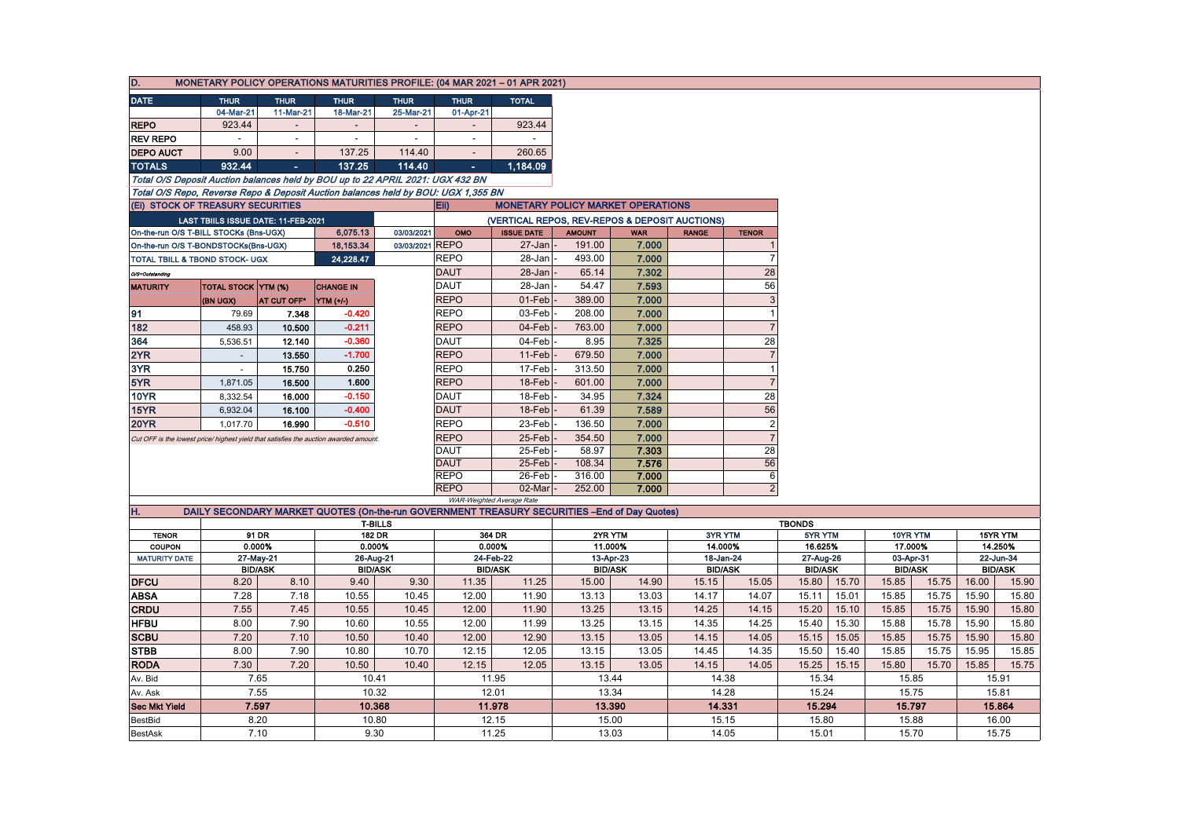## D. MONETARY POLICY OPERATIONS MATURITIES PROFILE: (04 MAR 2021 – 01 APR 2021)

| DATE | THUR | THUR | THUR | THUR | THUR | TOTAL |
|---|---|---|---|---|---|---|
| | 04-Mar-21 | 11-Mar-21 | 18-Mar-21 | 25-Mar-21 | 01-Apr-21 | |
| REPO | 923.44 | - | - | - | - | 923.44 |
| REV REPO | - | - | - | - | - | - |
| DEPO AUCT | 9.00 | - | 137.25 | 114.40 | - | 260.65 |
| **TOTALS** | **932.44** | **-** | **137.25** | **114.40** | **-** | **1,184.09** |

*Total O/S Deposit Auction balances held by BOU up to 22 APRIL 2021: UGX 432 BN*

*Total O/S Repo, Reverse Repo & Deposit Auction balances held by BOU: UGX 1,355 BN*

## (Ei) STOCK OF TREASURY SECURITIES

| LAST TBIILS ISSUE DATE: 11-FEB-2021 | | | |
|---|---|---|---|
| On-the-run O/S T-BILL STOCKs (Bns-UGX) | | 6,075.13 | 03/03/2021 |
| On-the-run O/S T-BONDSTOCKs(Bns-UGX) | | 18,153.34 | 03/03/2021 |
| TOTAL TBILL & TBOND STOCK- UGX | | 24,228.47 | |

*O/S=Outstanding*

| MATURITY | TOTAL STOCK (BN UGX) | YTM (%) AT CUT OFF* | CHANGE IN YTM (+/-) |
|---|---|---|---|
| 91 | 79.69 | 7.348 | -0.420 |
| 182 | 458.93 | 10.500 | -0.211 |
| 364 | 5,536.51 | 12.140 | -0.360 |
| 2YR | - | 13.550 | -1.700 |
| 3YR | - | 15.750 | 0.250 |
| 5YR | 1,871.05 | 16.500 | 1.600 |
| 10YR | 8,332.54 | 16.000 | -0.150 |
| 15YR | 6,932.04 | 16.100 | -0.400 |
| 20YR | 1,017.70 | 16.990 | -0.510 |

*Cut OFF is the lowest price/ highest yield that satisfies the auction awarded amount.*

## Eii) MONETARY POLICY MARKET OPERATIONS

(VERTICAL REPOS, REV-REPOS & DEPOSIT AUCTIONS)

| OMO | ISSUE DATE | AMOUNT | WAR | RANGE | TENOR |
|---|---|---|---|---|---|
| REPO | 27-Jan | 191.00 | 7.000 | | 1 |
| REPO | 28-Jan | 493.00 | 7.000 | | 7 |
| DAUT | 28-Jan | 65.14 | 7.302 | | 28 |
| DAUT | 28-Jan | 54.47 | 7.593 | | 56 |
| REPO | 01-Feb | 389.00 | 7.000 | | 3 |
| REPO | 03-Feb | 208.00 | 7.000 | | 1 |
| REPO | 04-Feb | 763.00 | 7.000 | | 7 |
| DAUT | 04-Feb | 8.95 | 7.325 | | 28 |
| REPO | 11-Feb | 679.50 | 7.000 | | 7 |
| REPO | 17-Feb | 313.50 | 7.000 | | 1 |
| REPO | 18-Feb | 601.00 | 7.000 | | 7 |
| DAUT | 18-Feb | 34.95 | 7.324 | | 28 |
| DAUT | 18-Feb | 61.39 | 7.589 | | 56 |
| REPO | 23-Feb | 136.50 | 7.000 | | 2 |
| REPO | 25-Feb | 354.50 | 7.000 | | 7 |
| DAUT | 25-Feb | 58.97 | 7.303 | | 28 |
| DAUT | 25-Feb | 108.34 | 7.576 | | 56 |
| REPO | 26-Feb | 316.00 | 7.000 | | 6 |
| REPO | 02-Mar | 252.00 | 7.000 | | 2 |

*WAR-Weighted Average Rate*

## H. DAILY SECONDARY MARKET QUOTES (On-the-run GOVERNMENT TREASURY SECURITIES –End of Day Quotes)

| | T-BILLS | | | | | | TBONDS | | | | | | | | | |
|---|---|---|---|---|---|---|---|---|---|---|---|---|---|---|---|---|
| TENOR | 91 DR | | 182 DR | | 364 DR | | 2YR YTM | | 3YR YTM | | 5YR YTM | | 10YR YTM | | 15YR YTM | |
| COUPON | 0.000% | | 0.000% | | 0.000% | | 11.000% | | 14.000% | | 16.625% | | 17.000% | | 14.250% | |
| MATURITY DATE | 27-May-21 | | 26-Aug-21 | | 24-Feb-22 | | 13-Apr-23 | | 18-Jan-24 | | 27-Aug-26 | | 03-Apr-31 | | 22-Jun-34 | |
| | BID/ASK | | BID/ASK | | BID/ASK | | BID/ASK | | BID/ASK | | BID/ASK | | BID/ASK | | BID/ASK | |
| DFCU | 8.20 | 8.10 | 9.40 | 9.30 | 11.35 | 11.25 | 15.00 | 14.90 | 15.15 | 15.05 | 15.80 | 15.70 | 15.85 | 15.75 | 16.00 | 15.90 |
| ABSA | 7.28 | 7.18 | 10.55 | 10.45 | 12.00 | 11.90 | 13.13 | 13.03 | 14.17 | 14.07 | 15.11 | 15.01 | 15.85 | 15.75 | 15.90 | 15.80 |
| CRDU | 7.55 | 7.45 | 10.55 | 10.45 | 12.00 | 11.90 | 13.25 | 13.15 | 14.25 | 14.15 | 15.20 | 15.10 | 15.85 | 15.75 | 15.90 | 15.80 |
| HFBU | 8.00 | 7.90 | 10.60 | 10.55 | 12.00 | 11.99 | 13.25 | 13.15 | 14.35 | 14.25 | 15.40 | 15.30 | 15.88 | 15.78 | 15.90 | 15.80 |
| SCBU | 7.20 | 7.10 | 10.50 | 10.40 | 12.00 | 12.90 | 13.15 | 13.05 | 14.15 | 14.05 | 15.15 | 15.05 | 15.85 | 15.75 | 15.90 | 15.80 |
| STBB | 8.00 | 7.90 | 10.80 | 10.70 | 12.15 | 12.05 | 13.15 | 13.05 | 14.45 | 14.35 | 15.50 | 15.40 | 15.85 | 15.75 | 15.95 | 15.85 |
| RODA | 7.30 | 7.20 | 10.50 | 10.40 | 12.15 | 12.05 | 13.15 | 13.05 | 14.15 | 14.05 | 15.25 | 15.15 | 15.80 | 15.70 | 15.85 | 15.75 |
| Av. Bid | 7.65 | | 10.41 | | 11.95 | | 13.44 | | 14.38 | | 15.34 | | 15.85 | | 15.91 | |
| Av. Ask | 7.55 | | 10.32 | | 12.01 | | 13.34 | | 14.28 | | 15.24 | | 15.75 | | 15.81 | |
| **Sec Mkt Yield** | **7.597** | | **10.368** | | **11.978** | | **13.390** | | **14.331** | | **15.294** | | **15.797** | | **15.864** | |
| BestBid | 8.20 | | 10.80 | | 12.15 | | 15.00 | | 15.15 | | 15.80 | | 15.88 | | 16.00 | |
| BestAsk | 7.10 | | 9.30 | | 11.25 | | 13.03 | | 14.05 | | 15.01 | | 15.70 | | 15.75 | |